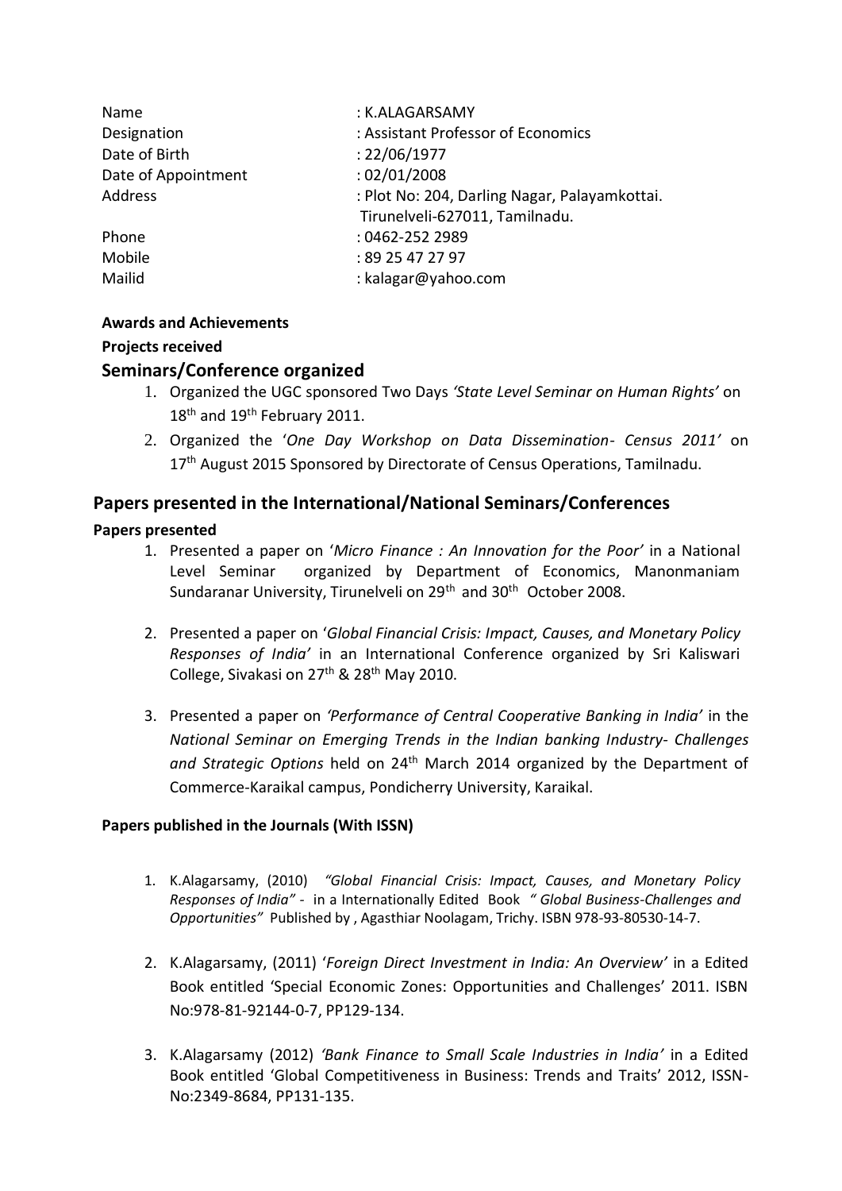| | |
|---|---|
| Name | : K.ALAGARSAMY |
| Designation | : Assistant Professor of Economics |
| Date of Birth | : 22/06/1977 |
| Date of Appointment | : 02/01/2008 |
| Address | : Plot No: 204, Darling Nagar, Palayamkottai. Tirunelveli-627011, Tamilnadu. |
| Phone | : 0462-252 2989 |
| Mobile | : 89 25 47 27 97 |
| Mailid | : kalagar@yahoo.com |

**Awards and Achievements**

**Projects received**

## Seminars/Conference organized

1. Organized the UGC sponsored Two Days *'State Level Seminar on Human Rights'* on 18th and 19th February 2011.
2. Organized the '*One Day Workshop on Data Dissemination- Census 2011'* on 17th August 2015 Sponsored by Directorate of Census Operations, Tamilnadu.

## Papers presented in the International/National Seminars/Conferences

**Papers presented**

1. Presented a paper on '*Micro Finance : An Innovation for the Poor'* in a National Level Seminar organized by Department of Economics, Manonmaniam Sundaranar University, Tirunelveli on 29th and 30th October 2008.

2. Presented a paper on '*Global Financial Crisis: Impact, Causes, and Monetary Policy Responses of India'* in an International Conference organized by Sri Kaliswari College, Sivakasi on 27th & 28th May 2010.

3. Presented a paper on *'Performance of Central Cooperative Banking in India'* in the *National Seminar on Emerging Trends in the Indian banking Industry- Challenges and Strategic Options* held on 24th March 2014 organized by the Department of Commerce-Karaikal campus, Pondicherry University, Karaikal.

**Papers published in the Journals (With ISSN)**

1. K.Alagarsamy, (2010) *"Global Financial Crisis: Impact, Causes, and Monetary Policy Responses of India"* - in a Internationally Edited Book *" Global Business-Challenges and Opportunities"* Published by , Agasthiar Noolagam, Trichy. ISBN 978-93-80530-14-7.

2. K.Alagarsamy, (2011) '*Foreign Direct Investment in India: An Overview'* in a Edited Book entitled 'Special Economic Zones: Opportunities and Challenges' 2011. ISBN No:978-81-92144-0-7, PP129-134.

3. K.Alagarsamy (2012) *'Bank Finance to Small Scale Industries in India'* in a Edited Book entitled 'Global Competitiveness in Business: Trends and Traits' 2012, ISSN-No:2349-8684, PP131-135.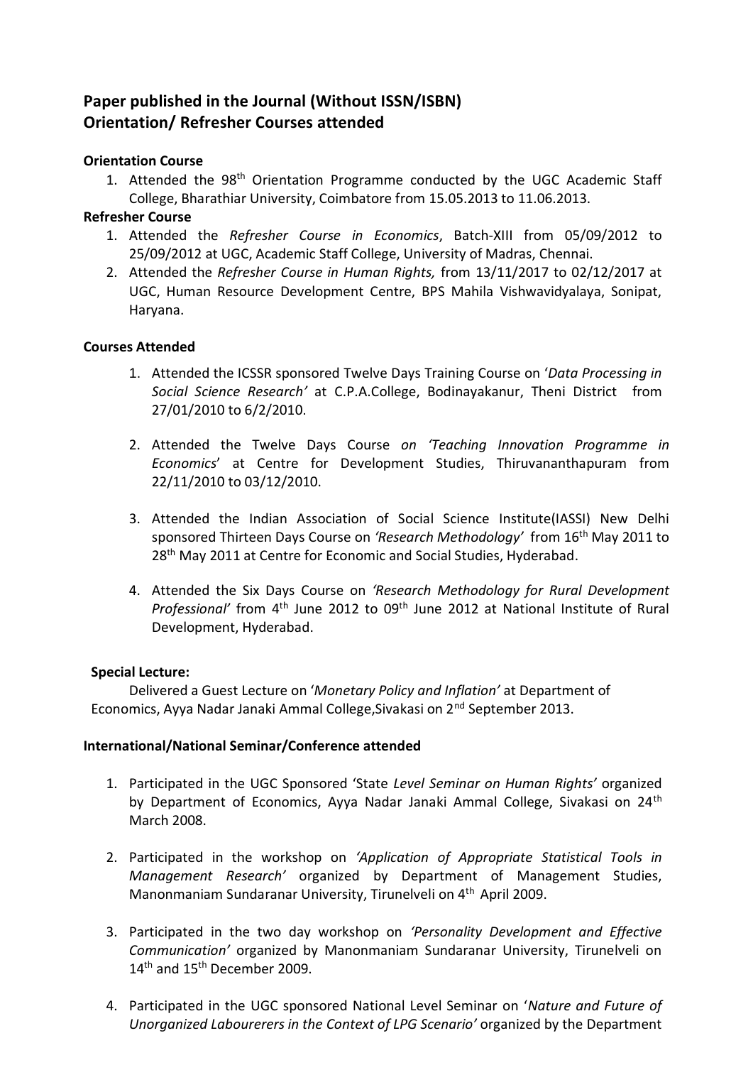## Paper published in the Journal (Without ISSN/ISBN)
## Orientation/ Refresher Courses attended

**Orientation Course**

1. Attended the 98th Orientation Programme conducted by the UGC Academic Staff College, Bharathiar University, Coimbatore from 15.05.2013 to 11.06.2013.

**Refresher Course**

1. Attended the *Refresher Course in Economics*, Batch-XIII from 05/09/2012 to 25/09/2012 at UGC, Academic Staff College, University of Madras, Chennai.
2. Attended the *Refresher Course in Human Rights,* from 13/11/2017 to 02/12/2017 at UGC, Human Resource Development Centre, BPS Mahila Vishwavidyalaya, Sonipat, Haryana.

**Courses Attended**

1. Attended the ICSSR sponsored Twelve Days Training Course on '*Data Processing in Social Science Research'* at C.P.A.College, Bodinayakanur, Theni District from 27/01/2010 to 6/2/2010.

2. Attended the Twelve Days Course *on 'Teaching Innovation Programme in Economics*' at Centre for Development Studies, Thiruvananthapuram from 22/11/2010 to 03/12/2010.

3. Attended the Indian Association of Social Science Institute(IASSI) New Delhi sponsored Thirteen Days Course on *'Research Methodology'* from 16th May 2011 to 28th May 2011 at Centre for Economic and Social Studies, Hyderabad.

4. Attended the Six Days Course on *'Research Methodology for Rural Development Professional'* from 4th June 2012 to 09th June 2012 at National Institute of Rural Development, Hyderabad.

**Special Lecture:**

Delivered a Guest Lecture on '*Monetary Policy and Inflation'* at Department of Economics, Ayya Nadar Janaki Ammal College,Sivakasi on 2nd September 2013.

**International/National Seminar/Conference attended**

1. Participated in the UGC Sponsored 'State *Level Seminar on Human Rights'* organized by Department of Economics, Ayya Nadar Janaki Ammal College, Sivakasi on 24th March 2008.

2. Participated in the workshop on *'Application of Appropriate Statistical Tools in Management Research'* organized by Department of Management Studies, Manonmaniam Sundaranar University, Tirunelveli on 4th April 2009.

3. Participated in the two day workshop on *'Personality Development and Effective Communication'* organized by Manonmaniam Sundaranar University, Tirunelveli on 14th and 15th December 2009.

4. Participated in the UGC sponsored National Level Seminar on '*Nature and Future of Unorganized Labourerers in the Context of LPG Scenario'* organized by the Department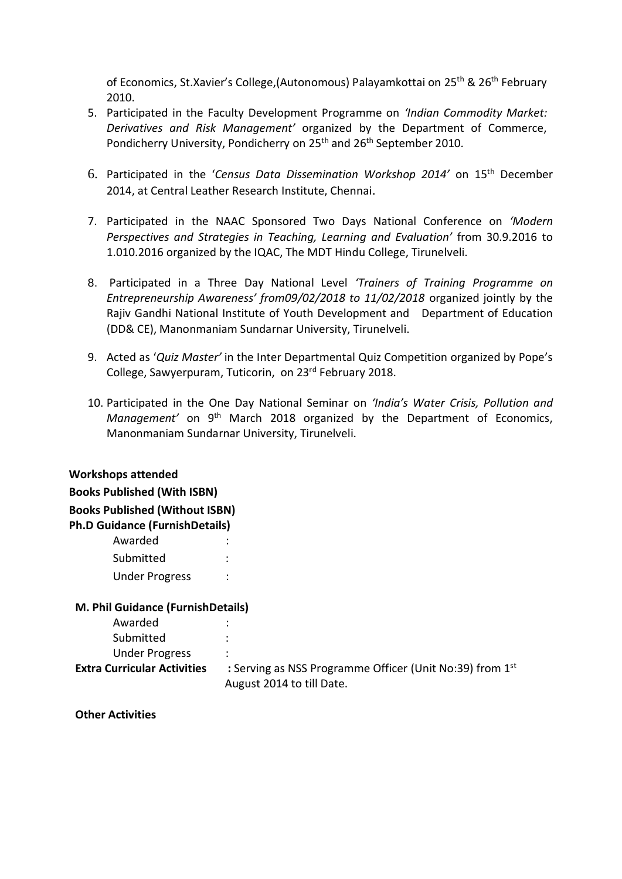of Economics, St.Xavier's College,(Autonomous) Palayamkottai on 25th & 26th February 2010.

5. Participated in the Faculty Development Programme on *'Indian Commodity Market: Derivatives and Risk Management'* organized by the Department of Commerce, Pondicherry University, Pondicherry on 25th and 26th September 2010.

6. Participated in the '*Census Data Dissemination Workshop 2014*' on 15th December 2014, at Central Leather Research Institute, Chennai.

7. Participated in the NAAC Sponsored Two Days National Conference on *'Modern Perspectives and Strategies in Teaching, Learning and Evaluation'* from 30.9.2016 to 1.010.2016 organized by the IQAC, The MDT Hindu College, Tirunelveli.

8. Participated in a Three Day National Level *'Trainers of Training Programme on Entrepreneurship Awareness' from09/02/2018 to 11/02/2018* organized jointly by the Rajiv Gandhi National Institute of Youth Development and Department of Education (DD& CE), Manonmaniam Sundarnar University, Tirunelveli.

9. Acted as '*Quiz Master*' in the Inter Departmental Quiz Competition organized by Pope's College, Sawyerpuram, Tuticorin, on 23rd February 2018.

10. Participated in the One Day National Seminar on *'India's Water Crisis, Pollution and Management'* on 9th March 2018 organized by the Department of Economics, Manonmaniam Sundarnar University, Tirunelveli.

**Workshops attended**

**Books Published (With ISBN)**

**Books Published (Without ISBN)**

**Ph.D Guidance (FurnishDetails)**

Awarded :

Submitted :

Under Progress :

**M. Phil Guidance (FurnishDetails)**

Awarded :

Submitted :

Under Progress :

**Extra Curricular Activities** **:** Serving as NSS Programme Officer (Unit No:39) from 1st August 2014 to till Date.

**Other Activities**